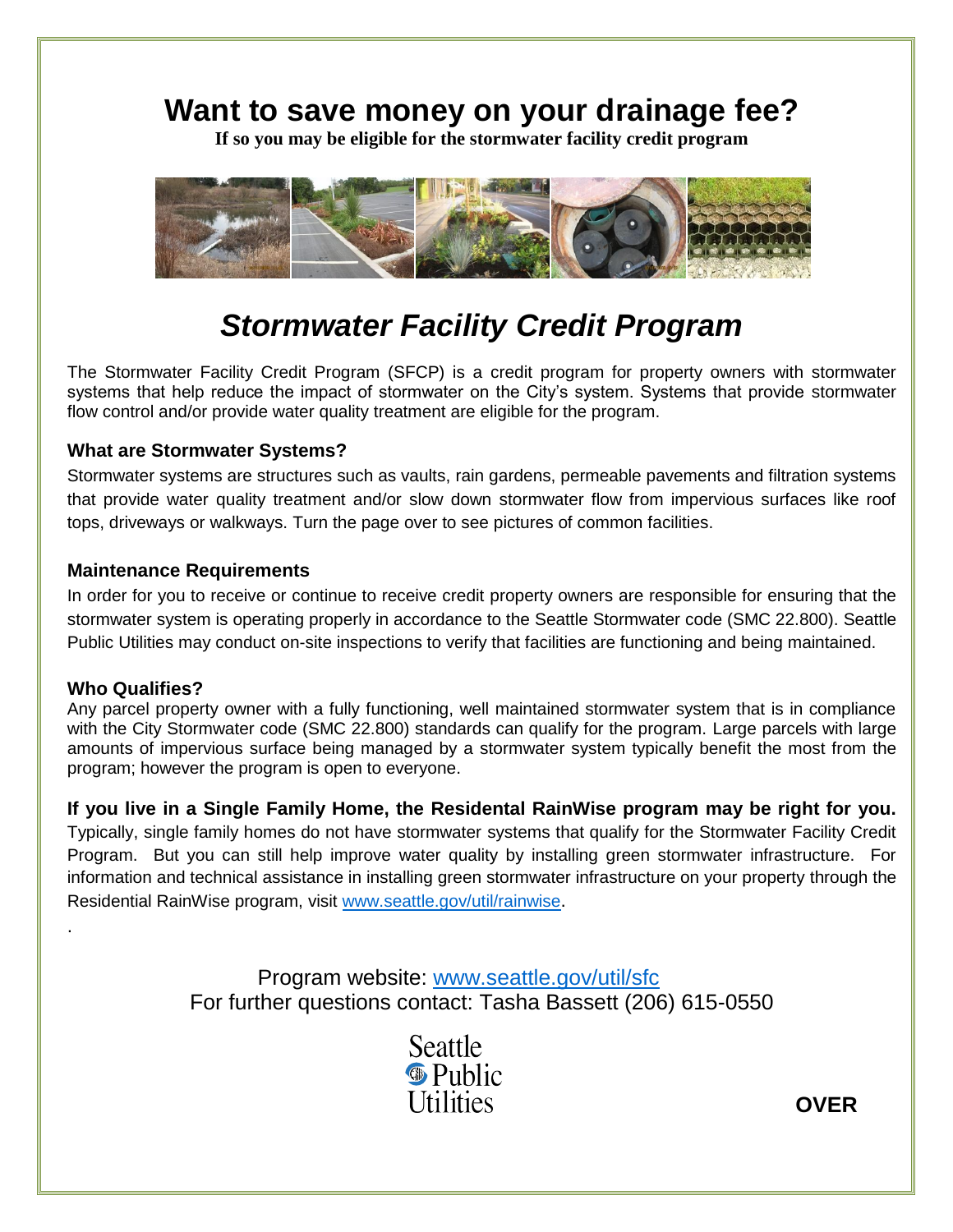# Want to save money on your drainage fee?

**If so you may be eligible for the stormwater facility credit program**

## *Stormwater Facility Credit Program*

The Stormwater Facility Credit Program (SFCP) is a credit program for property owners with stormwater systems that help reduce the impact of stormwater on the City's system. Systems that provide stormwater flow control and/or provide water quality treatment are eligible for the program.

### What are Stormwater Systems?

Stormwater systems are structures such as vaults, rain gardens, permeable pavements and filtration systems that provide water quality treatment and/or slow down stormwater flow from impervious surfaces like roof tops, driveways or walkways. Turn the page over to see pictures of common facilities.

### Maintenance Requirements

In order for you to receive or continue to receive credit property owners are responsible for ensuring that the stormwater system is operating properly in accordance to the Seattle Stormwater code (SMC 22.800). Seattle Public Utilities may conduct on-site inspections to verify that facilities are functioning and being maintained.

### Who Qualifies?

Any parcel property owner with a fully functioning, well maintained stormwater system that is in compliance with the City Stormwater code (SMC 22.800) standards can qualify for the program. Large parcels with large amounts of impervious surface being managed by a stormwater system typically benefit the most from the program; however the program is open to everyone.

**If you live in a Single Family Home, the Residental RainWise program may be right for you.** Typically, single family homes do not have stormwater systems that qualify for the Stormwater Facility Credit Program. But you can still help improve water quality by installing green stormwater infrastructure. For information and technical assistance in installing green stormwater infrastructure on your property through the Residential RainWise program, visit www.seattle.gov/util/rainwise.

.

Program website: www.seattle.gov/util/sfc
For further questions contact: Tasha Bassett (206) 615-0550

Seattle Public Utilities

**OVER**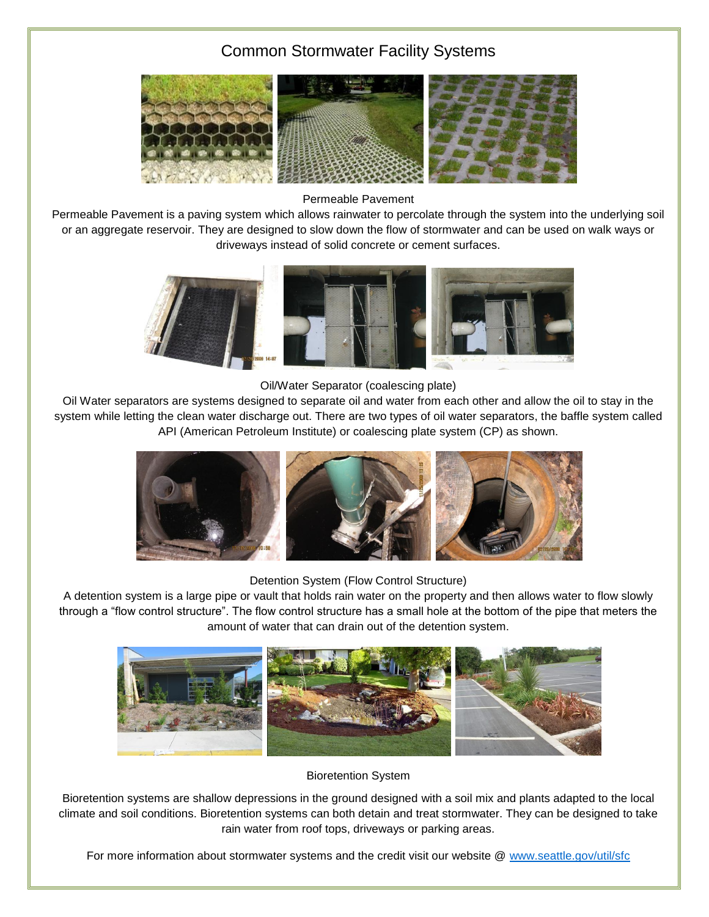# Common Stormwater Facility Systems

Permeable Pavement

Permeable Pavement is a paving system which allows rainwater to percolate through the system into the underlying soil or an aggregate reservoir. They are designed to slow down the flow of stormwater and can be used on walk ways or driveways instead of solid concrete or cement surfaces.

Oil/Water Separator (coalescing plate)

Oil Water separators are systems designed to separate oil and water from each other and allow the oil to stay in the system while letting the clean water discharge out. There are two types of oil water separators, the baffle system called API (American Petroleum Institute) or coalescing plate system (CP) as shown.

Detention System (Flow Control Structure)

A detention system is a large pipe or vault that holds rain water on the property and then allows water to flow slowly through a "flow control structure". The flow control structure has a small hole at the bottom of the pipe that meters the amount of water that can drain out of the detention system.

Bioretention System

Bioretention systems are shallow depressions in the ground designed with a soil mix and plants adapted to the local climate and soil conditions. Bioretention systems can both detain and treat stormwater. They can be designed to take rain water from roof tops, driveways or parking areas.

For more information about stormwater systems and the credit visit our website @ [www.seattle.gov/util/sfc](http://www.seattle.gov/util/sfc)